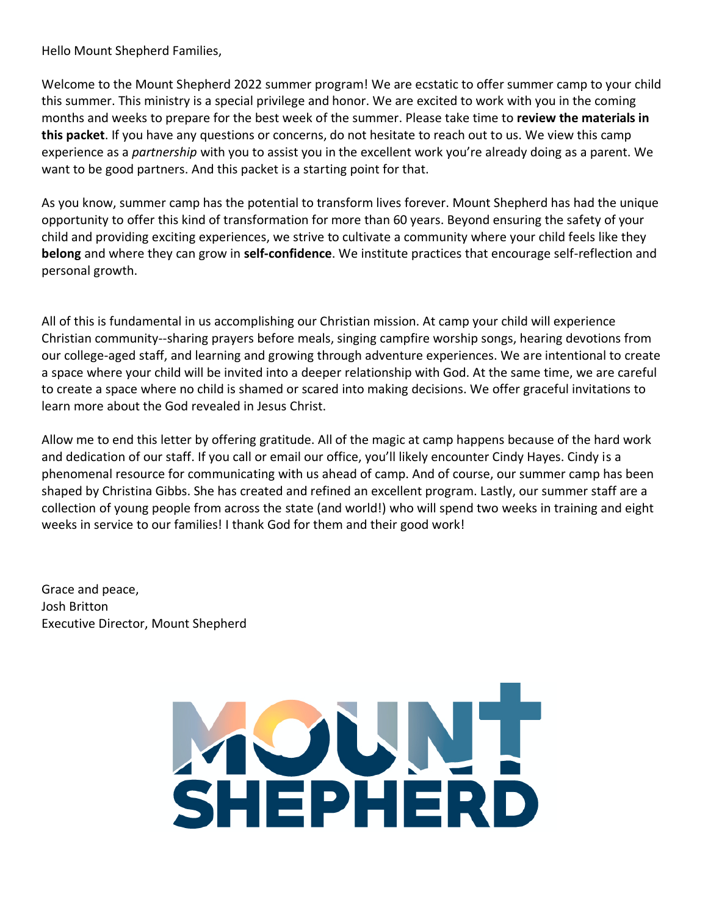Hello Mount Shepherd Families,

Welcome to the Mount Shepherd 2022 summer program! We are ecstatic to offer summer camp to your child this summer. This ministry is a special privilege and honor. We are excited to work with you in the coming months and weeks to prepare for the best week of the summer. Please take time to **review the materials in this packet**. If you have any questions or concerns, do not hesitate to reach out to us. We view this camp experience as a *partnership* with you to assist you in the excellent work you're already doing as a parent. We want to be good partners. And this packet is a starting point for that.

As you know, summer camp has the potential to transform lives forever. Mount Shepherd has had the unique opportunity to offer this kind of transformation for more than 60 years. Beyond ensuring the safety of your child and providing exciting experiences, we strive to cultivate a community where your child feels like they **belong** and where they can grow in **self-confidence**. We institute practices that encourage self-reflection and personal growth.

All of this is fundamental in us accomplishing our Christian mission. At camp your child will experience Christian community--sharing prayers before meals, singing campfire worship songs, hearing devotions from our college-aged staff, and learning and growing through adventure experiences. We are intentional to create a space where your child will be invited into a deeper relationship with God. At the same time, we are careful to create a space where no child is shamed or scared into making decisions. We offer graceful invitations to learn more about the God revealed in Jesus Christ.

Allow me to end this letter by offering gratitude. All of the magic at camp happens because of the hard work and dedication of our staff. If you call or email our office, you'll likely encounter Cindy Hayes. Cindy is a phenomenal resource for communicating with us ahead of camp. And of course, our summer camp has been shaped by Christina Gibbs. She has created and refined an excellent program. Lastly, our summer staff are a collection of young people from across the state (and world!) who will spend two weeks in training and eight weeks in service to our families! I thank God for them and their good work!

Grace and peace,
Josh Britton
Executive Director, Mount Shepherd

MOUNT SHEPHERD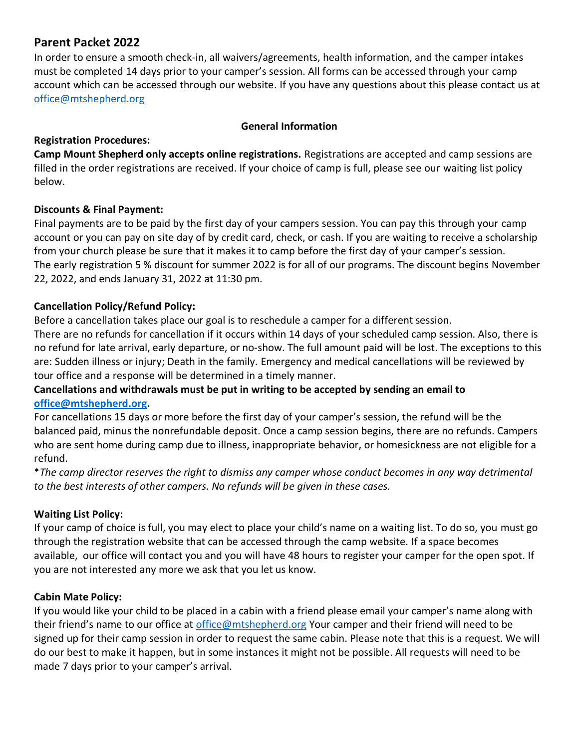## Parent Packet 2022

In order to ensure a smooth check-in, all waivers/agreements, health information, and the camper intakes must be completed 14 days prior to your camper's session. All forms can be accessed through your camp account which can be accessed through our website. If you have any questions about this please contact us at office@mtshepherd.org

### General Information

**Registration Procedures:**

**Camp Mount Shepherd only accepts online registrations.** Registrations are accepted and camp sessions are filled in the order registrations are received. If your choice of camp is full, please see our waiting list policy below.

**Discounts & Final Payment:**

Final payments are to be paid by the first day of your campers session. You can pay this through your camp account or you can pay on site day of by credit card, check, or cash. If you are waiting to receive a scholarship from your church please be sure that it makes it to camp before the first day of your camper's session.
The early registration 5 % discount for summer 2022 is for all of our programs. The discount begins November 22, 2022, and ends January 31, 2022 at 11:30 pm.

**Cancellation Policy/Refund Policy:**

Before a cancellation takes place our goal is to reschedule a camper for a different session.
There are no refunds for cancellation if it occurs within 14 days of your scheduled camp session. Also, there is no refund for late arrival, early departure, or no-show. The full amount paid will be lost. The exceptions to this are: Sudden illness or injury; Death in the family. Emergency and medical cancellations will be reviewed by tour office and a response will be determined in a timely manner.

**Cancellations and withdrawals must be put in writing to be accepted by sending an email to office@mtshepherd.org.**

For cancellations 15 days or more before the first day of your camper's session, the refund will be the balanced paid, minus the nonrefundable deposit. Once a camp session begins, there are no refunds. Campers who are sent home during camp due to illness, inappropriate behavior, or homesickness are not eligible for a refund.

**The camp director reserves the right to dismiss any camper whose conduct becomes in any way detrimental to the best interests of other campers. No refunds will be given in these cases.*

**Waiting List Policy:**

If your camp of choice is full, you may elect to place your child's name on a waiting list. To do so, you must go through the registration website that can be accessed through the camp website. If a space becomes available, our office will contact you and you will have 48 hours to register your camper for the open spot. If you are not interested any more we ask that you let us know.

**Cabin Mate Policy:**

If you would like your child to be placed in a cabin with a friend please email your camper's name along with their friend's name to our office at office@mtshepherd.org Your camper and their friend will need to be signed up for their camp session in order to request the same cabin. Please note that this is a request. We will do our best to make it happen, but in some instances it might not be possible. All requests will need to be made 7 days prior to your camper's arrival.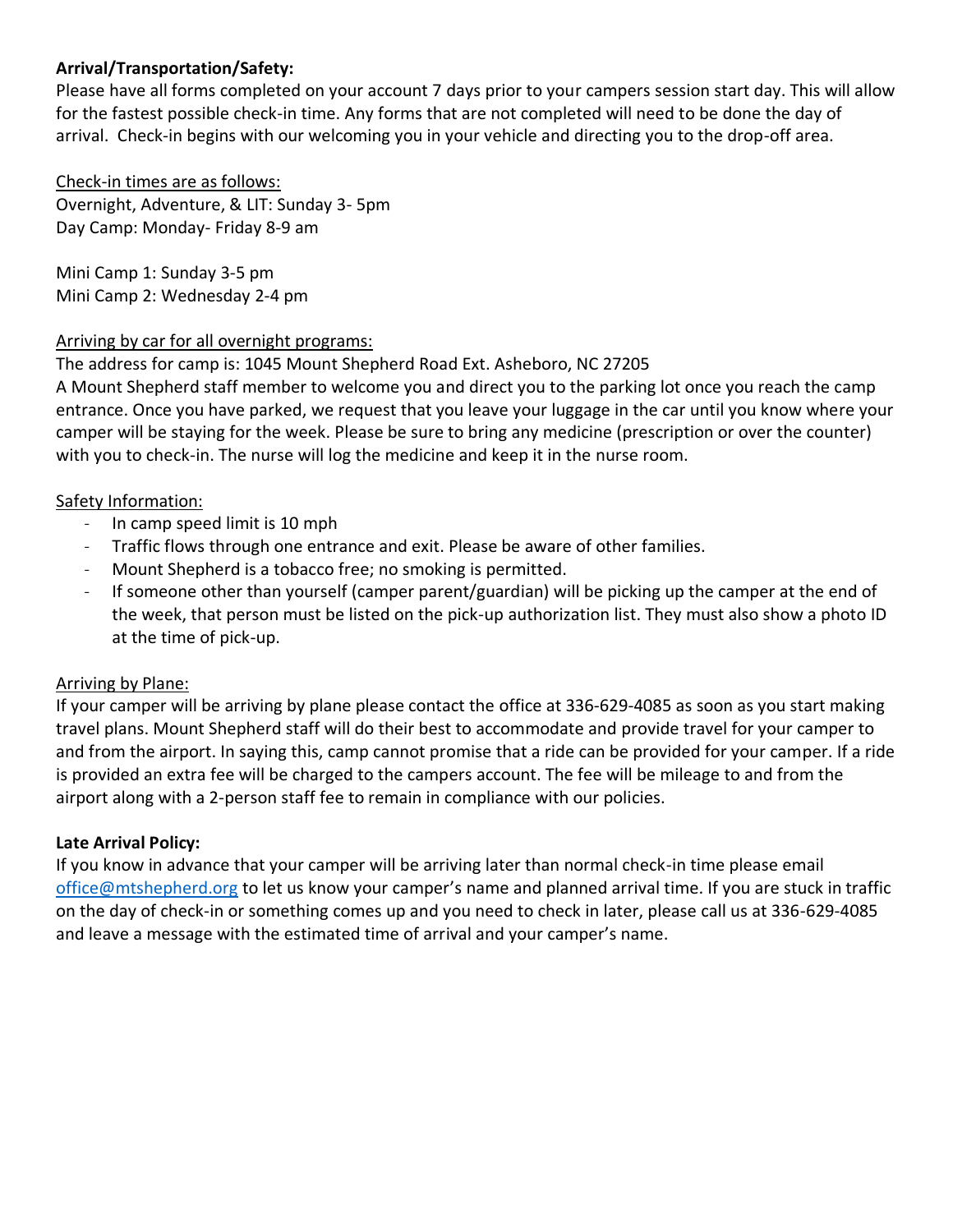**Arrival/Transportation/Safety:**

Please have all forms completed on your account 7 days prior to your campers session start day. This will allow for the fastest possible check-in time. Any forms that are not completed will need to be done the day of arrival. Check-in begins with our welcoming you in your vehicle and directing you to the drop-off area.

Check-in times are as follows:
Overnight, Adventure, & LIT: Sunday 3- 5pm
Day Camp: Monday- Friday 8-9 am

Mini Camp 1: Sunday 3-5 pm
Mini Camp 2: Wednesday 2-4 pm

Arriving by car for all overnight programs:
The address for camp is: 1045 Mount Shepherd Road Ext. Asheboro, NC 27205
A Mount Shepherd staff member to welcome you and direct you to the parking lot once you reach the camp entrance. Once you have parked, we request that you leave your luggage in the car until you know where your camper will be staying for the week. Please be sure to bring any medicine (prescription or over the counter) with you to check-in. The nurse will log the medicine and keep it in the nurse room.

Safety Information:

- In camp speed limit is 10 mph
- Traffic flows through one entrance and exit. Please be aware of other families.
- Mount Shepherd is a tobacco free; no smoking is permitted.
- If someone other than yourself (camper parent/guardian) will be picking up the camper at the end of the week, that person must be listed on the pick-up authorization list. They must also show a photo ID at the time of pick-up.

Arriving by Plane:
If your camper will be arriving by plane please contact the office at 336-629-4085 as soon as you start making travel plans. Mount Shepherd staff will do their best to accommodate and provide travel for your camper to and from the airport. In saying this, camp cannot promise that a ride can be provided for your camper. If a ride is provided an extra fee will be charged to the campers account. The fee will be mileage to and from the airport along with a 2-person staff fee to remain in compliance with our policies.

**Late Arrival Policy:**

If you know in advance that your camper will be arriving later than normal check-in time please email office@mtshepherd.org to let us know your camper's name and planned arrival time. If you are stuck in traffic on the day of check-in or something comes up and you need to check in later, please call us at 336-629-4085 and leave a message with the estimated time of arrival and your camper's name.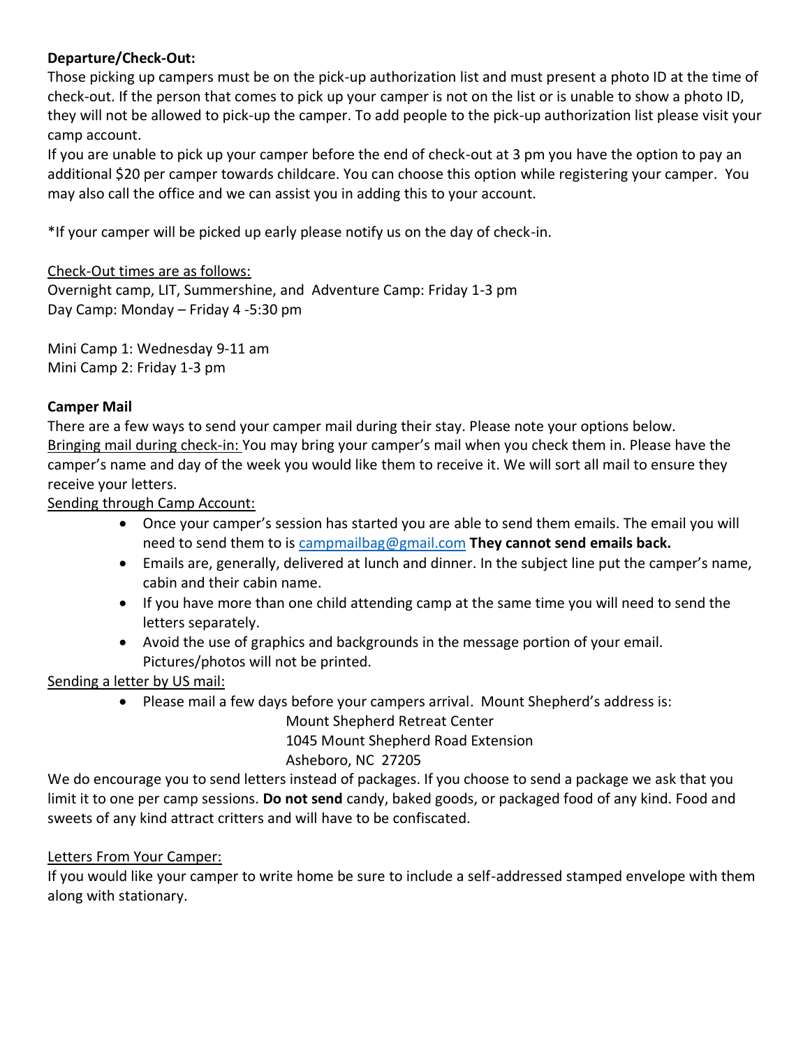**Departure/Check-Out:**

Those picking up campers must be on the pick-up authorization list and must present a photo ID at the time of check-out. If the person that comes to pick up your camper is not on the list or is unable to show a photo ID, they will not be allowed to pick-up the camper. To add people to the pick-up authorization list please visit your camp account.

If you are unable to pick up your camper before the end of check-out at 3 pm you have the option to pay an additional $20 per camper towards childcare. You can choose this option while registering your camper. You may also call the office and we can assist you in adding this to your account.

*If your camper will be picked up early please notify us on the day of check-in.

Check-Out times are as follows:

Overnight camp, LIT, Summershine, and Adventure Camp: Friday 1-3 pm

Day Camp: Monday – Friday 4 -5:30 pm

Mini Camp 1: Wednesday 9-11 am

Mini Camp 2: Friday 1-3 pm

**Camper Mail**

There are a few ways to send your camper mail during their stay. Please note your options below.

Bringing mail during check-in: You may bring your camper's mail when you check them in. Please have the camper's name and day of the week you would like them to receive it. We will sort all mail to ensure they receive your letters.

Sending through Camp Account:

- Once your camper's session has started you are able to send them emails. The email you will need to send them to is campmailbag@gmail.com **They cannot send emails back.**
- Emails are, generally, delivered at lunch and dinner. In the subject line put the camper's name, cabin and their cabin name.
- If you have more than one child attending camp at the same time you will need to send the letters separately.
- Avoid the use of graphics and backgrounds in the message portion of your email. Pictures/photos will not be printed.

Sending a letter by US mail:

- Please mail a few days before your campers arrival. Mount Shepherd's address is:

  Mount Shepherd Retreat Center
  1045 Mount Shepherd Road Extension
  Asheboro, NC 27205

We do encourage you to send letters instead of packages. If you choose to send a package we ask that you limit it to one per camp sessions. **Do not send** candy, baked goods, or packaged food of any kind. Food and sweets of any kind attract critters and will have to be confiscated.

Letters From Your Camper:

If you would like your camper to write home be sure to include a self-addressed stamped envelope with them along with stationary.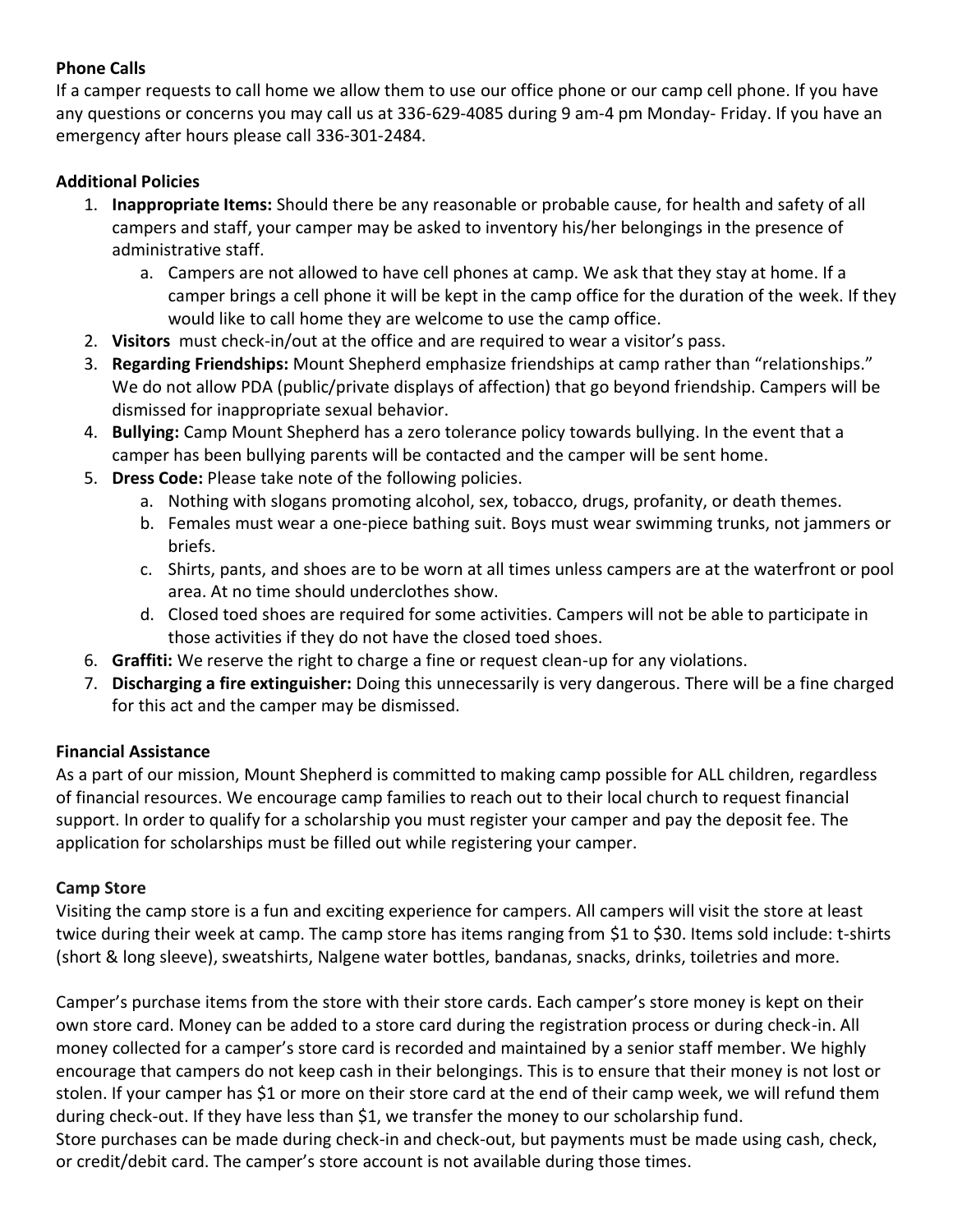**Phone Calls**

If a camper requests to call home we allow them to use our office phone or our camp cell phone. If you have any questions or concerns you may call us at 336-629-4085 during 9 am-4 pm Monday- Friday. If you have an emergency after hours please call 336-301-2484.

**Additional Policies**

1. **Inappropriate Items:** Should there be any reasonable or probable cause, for health and safety of all campers and staff, your camper may be asked to inventory his/her belongings in the presence of administrative staff.
   a. Campers are not allowed to have cell phones at camp. We ask that they stay at home. If a camper brings a cell phone it will be kept in the camp office for the duration of the week. If they would like to call home they are welcome to use the camp office.
2. **Visitors** must check-in/out at the office and are required to wear a visitor's pass.
3. **Regarding Friendships:** Mount Shepherd emphasize friendships at camp rather than "relationships." We do not allow PDA (public/private displays of affection) that go beyond friendship. Campers will be dismissed for inappropriate sexual behavior.
4. **Bullying:** Camp Mount Shepherd has a zero tolerance policy towards bullying. In the event that a camper has been bullying parents will be contacted and the camper will be sent home.
5. **Dress Code:** Please take note of the following policies.
   a. Nothing with slogans promoting alcohol, sex, tobacco, drugs, profanity, or death themes.
   b. Females must wear a one-piece bathing suit. Boys must wear swimming trunks, not jammers or briefs.
   c. Shirts, pants, and shoes are to be worn at all times unless campers are at the waterfront or pool area. At no time should underclothes show.
   d. Closed toed shoes are required for some activities. Campers will not be able to participate in those activities if they do not have the closed toed shoes.
6. **Graffiti:** We reserve the right to charge a fine or request clean-up for any violations.
7. **Discharging a fire extinguisher:** Doing this unnecessarily is very dangerous. There will be a fine charged for this act and the camper may be dismissed.

**Financial Assistance**

As a part of our mission, Mount Shepherd is committed to making camp possible for ALL children, regardless of financial resources. We encourage camp families to reach out to their local church to request financial support. In order to qualify for a scholarship you must register your camper and pay the deposit fee. The application for scholarships must be filled out while registering your camper.

**Camp Store**

Visiting the camp store is a fun and exciting experience for campers. All campers will visit the store at least twice during their week at camp. The camp store has items ranging from $1 to $30. Items sold include: t-shirts (short & long sleeve), sweatshirts, Nalgene water bottles, bandanas, snacks, drinks, toiletries and more.

Camper's purchase items from the store with their store cards. Each camper's store money is kept on their own store card. Money can be added to a store card during the registration process or during check-in. All money collected for a camper's store card is recorded and maintained by a senior staff member. We highly encourage that campers do not keep cash in their belongings. This is to ensure that their money is not lost or stolen. If your camper has $1 or more on their store card at the end of their camp week, we will refund them during check-out. If they have less than $1, we transfer the money to our scholarship fund.
Store purchases can be made during check-in and check-out, but payments must be made using cash, check, or credit/debit card. The camper's store account is not available during those times.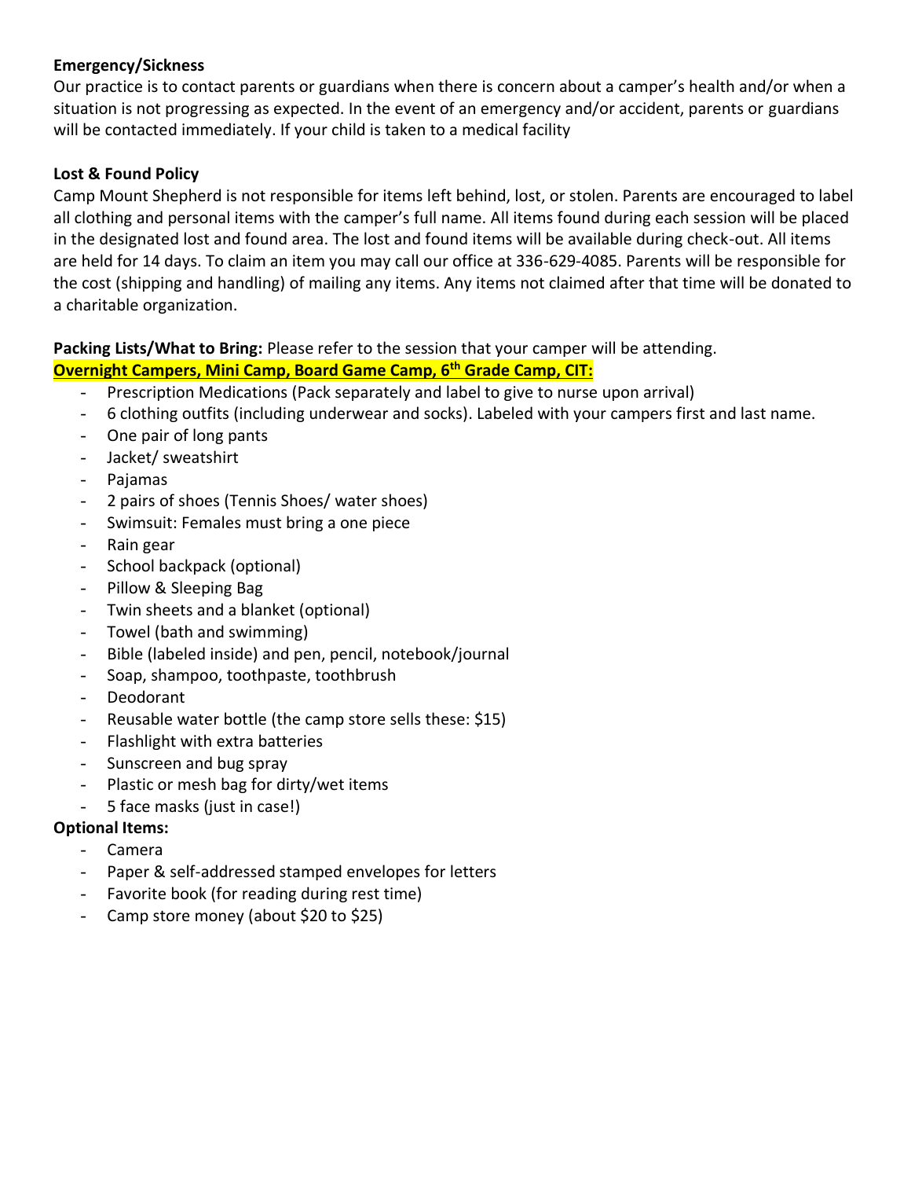**Emergency/Sickness**

Our practice is to contact parents or guardians when there is concern about a camper's health and/or when a situation is not progressing as expected. In the event of an emergency and/or accident, parents or guardians will be contacted immediately. If your child is taken to a medical facility

**Lost & Found Policy**

Camp Mount Shepherd is not responsible for items left behind, lost, or stolen. Parents are encouraged to label all clothing and personal items with the camper's full name. All items found during each session will be placed in the designated lost and found area. The lost and found items will be available during check-out. All items are held for 14 days. To claim an item you may call our office at 336-629-4085. Parents will be responsible for the cost (shipping and handling) of mailing any items. Any items not claimed after that time will be donated to a charitable organization.

**Packing Lists/What to Bring:** Please refer to the session that your camper will be attending.

**Overnight Campers, Mini Camp, Board Game Camp, 6th Grade Camp, CIT:**

- Prescription Medications (Pack separately and label to give to nurse upon arrival)
- 6 clothing outfits (including underwear and socks). Labeled with your campers first and last name.
- One pair of long pants
- Jacket/ sweatshirt
- Pajamas
- 2 pairs of shoes (Tennis Shoes/ water shoes)
- Swimsuit: Females must bring a one piece
- Rain gear
- School backpack (optional)
- Pillow & Sleeping Bag
- Twin sheets and a blanket (optional)
- Towel (bath and swimming)
- Bible (labeled inside) and pen, pencil, notebook/journal
- Soap, shampoo, toothpaste, toothbrush
- Deodorant
- Reusable water bottle (the camp store sells these: $15)
- Flashlight with extra batteries
- Sunscreen and bug spray
- Plastic or mesh bag for dirty/wet items
- 5 face masks (just in case!)

**Optional Items:**

- Camera
- Paper & self-addressed stamped envelopes for letters
- Favorite book (for reading during rest time)
- Camp store money (about $20 to $25)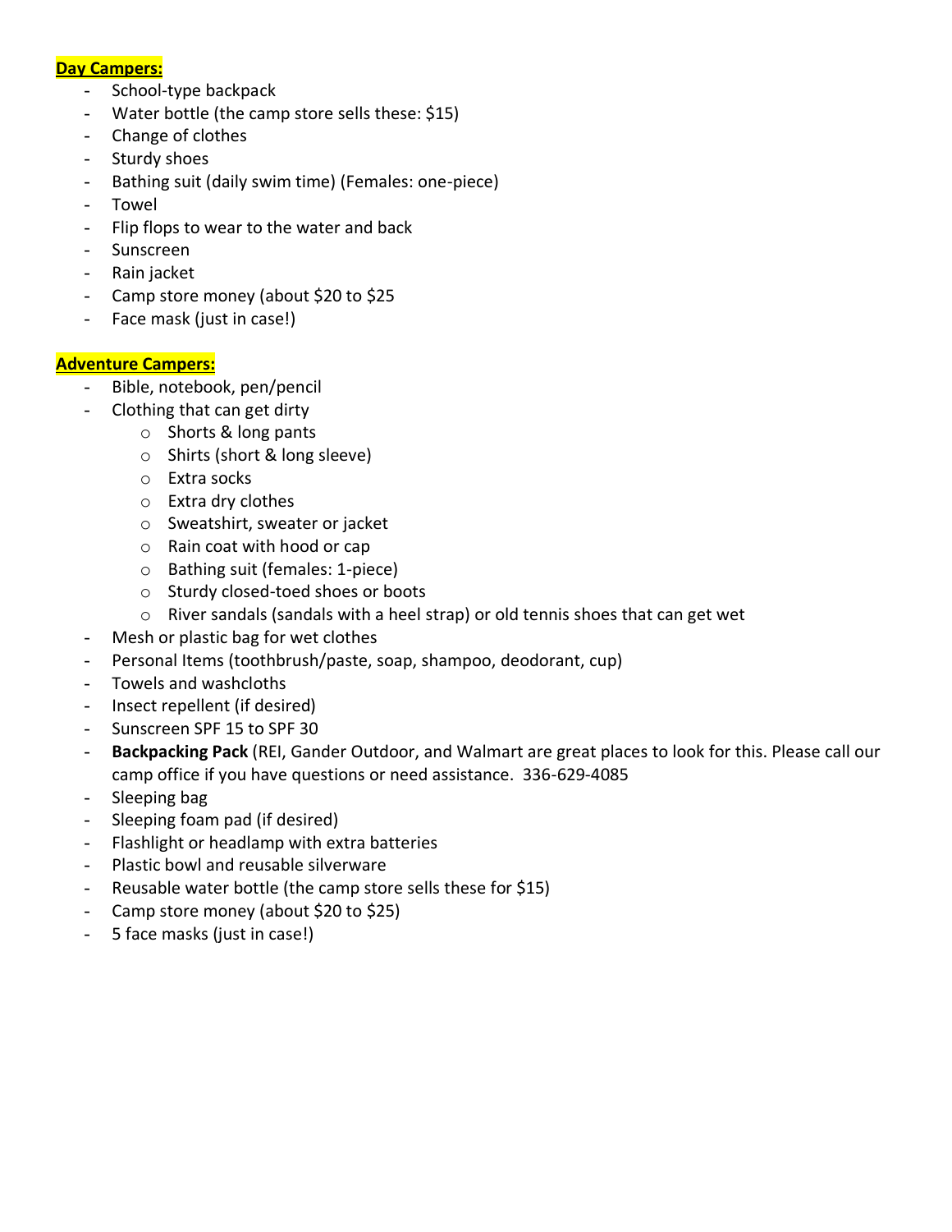**Day Campers:**

- School-type backpack
- Water bottle (the camp store sells these: $15)
- Change of clothes
- Sturdy shoes
- Bathing suit (daily swim time) (Females: one-piece)
- Towel
- Flip flops to wear to the water and back
- Sunscreen
- Rain jacket
- Camp store money (about $20 to $25
- Face mask (just in case!)

**Adventure Campers:**

- Bible, notebook, pen/pencil
- Clothing that can get dirty
  - Shorts & long pants
  - Shirts (short & long sleeve)
  - Extra socks
  - Extra dry clothes
  - Sweatshirt, sweater or jacket
  - Rain coat with hood or cap
  - Bathing suit (females: 1-piece)
  - Sturdy closed-toed shoes or boots
  - River sandals (sandals with a heel strap) or old tennis shoes that can get wet
- Mesh or plastic bag for wet clothes
- Personal Items (toothbrush/paste, soap, shampoo, deodorant, cup)
- Towels and washcloths
- Insect repellent (if desired)
- Sunscreen SPF 15 to SPF 30
- **Backpacking Pack** (REI, Gander Outdoor, and Walmart are great places to look for this. Please call our camp office if you have questions or need assistance. 336-629-4085
- Sleeping bag
- Sleeping foam pad (if desired)
- Flashlight or headlamp with extra batteries
- Plastic bowl and reusable silverware
- Reusable water bottle (the camp store sells these for $15)
- Camp store money (about $20 to $25)
- 5 face masks (just in case!)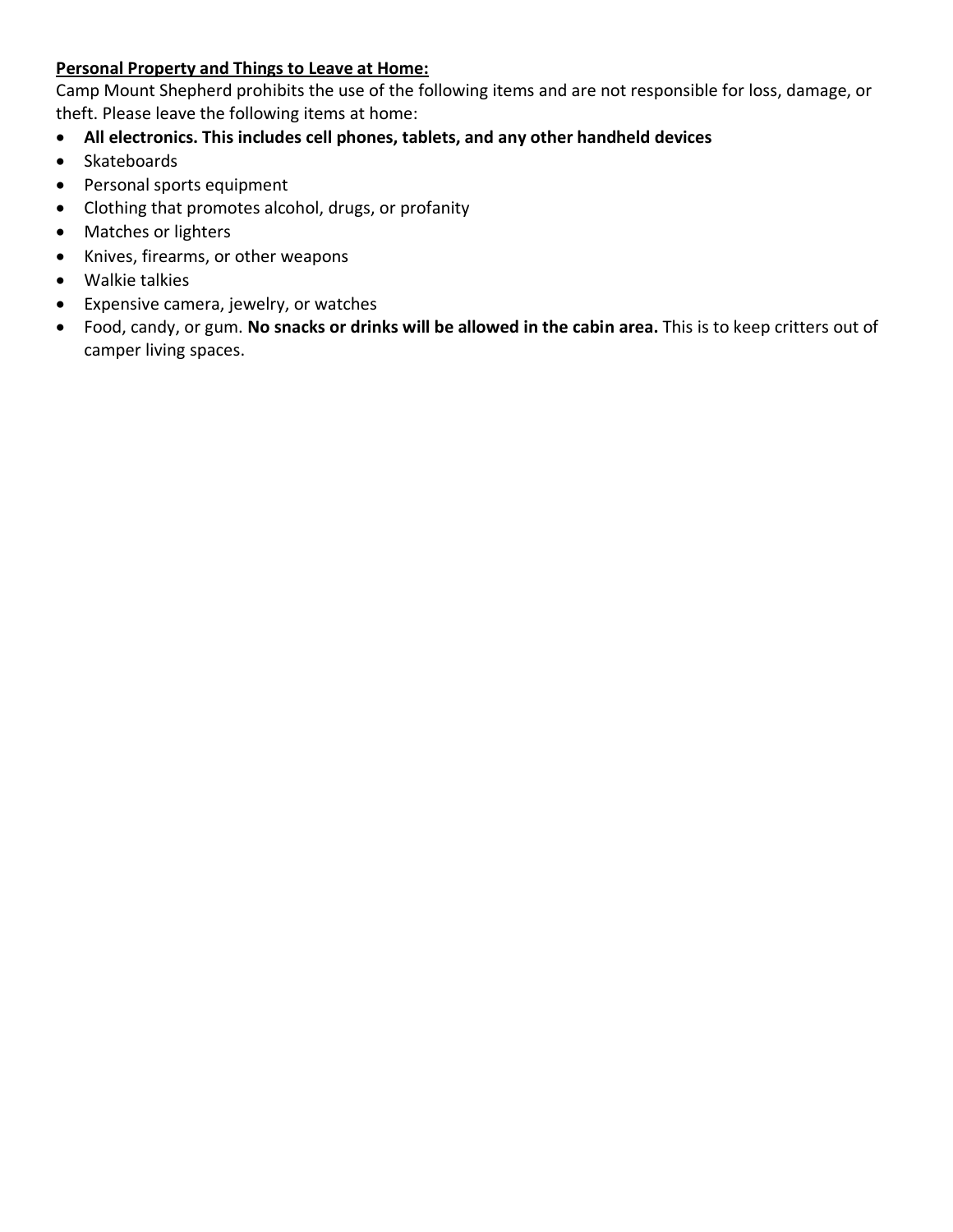**<u>Personal Property and Things to Leave at Home:</u>**

Camp Mount Shepherd prohibits the use of the following items and are not responsible for loss, damage, or theft. Please leave the following items at home:

- **All electronics. This includes cell phones, tablets, and any other handheld devices**
- Skateboards
- Personal sports equipment
- Clothing that promotes alcohol, drugs, or profanity
- Matches or lighters
- Knives, firearms, or other weapons
- Walkie talkies
- Expensive camera, jewelry, or watches
- Food, candy, or gum. **No snacks or drinks will be allowed in the cabin area.** This is to keep critters out of camper living spaces.